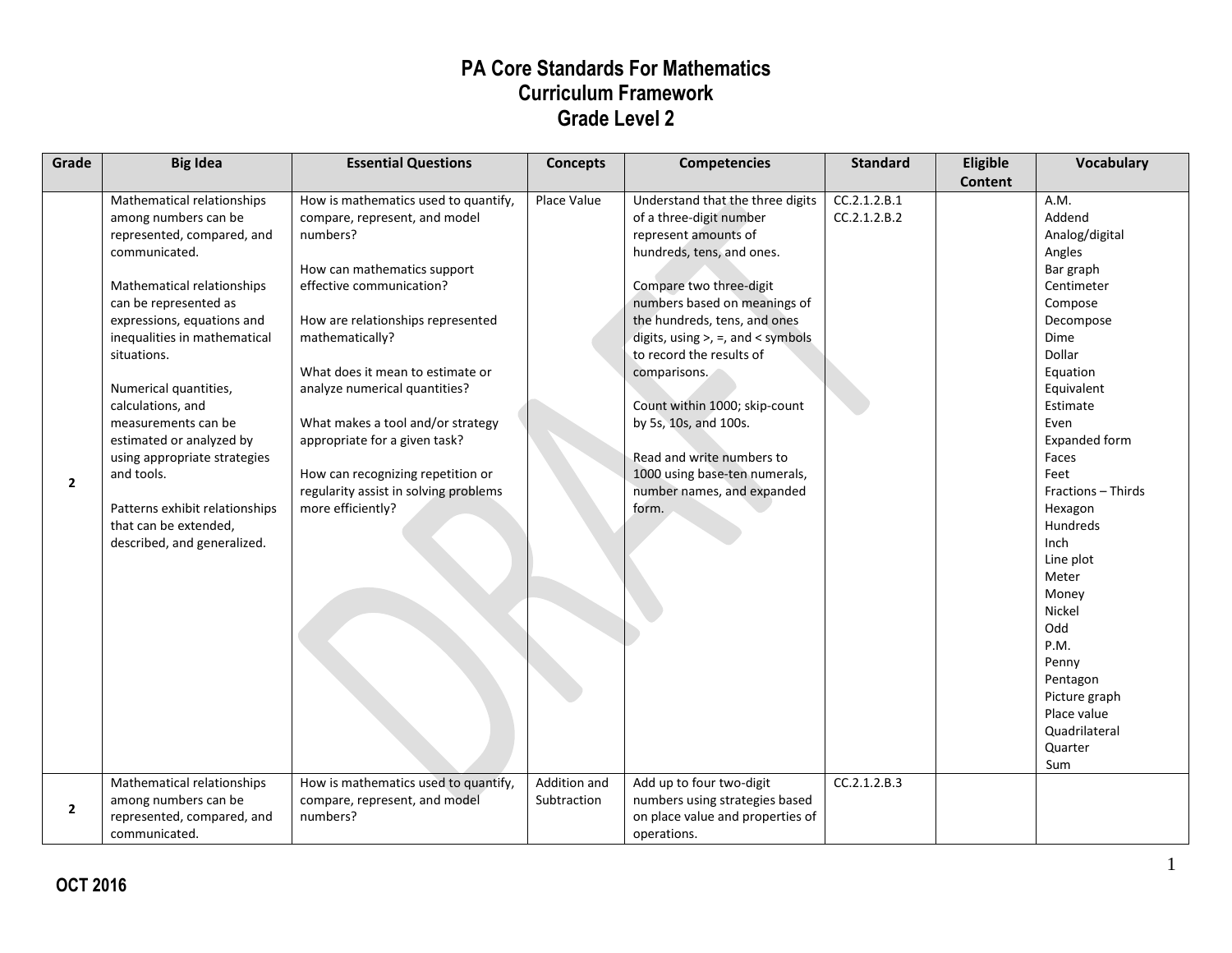# PA Core Standards For Mathematics
## Curriculum Framework
## Grade Level 2

| Grade | Big Idea | Essential Questions | Concepts | Competencies | Standard | Eligible Content | Vocabulary |
|---|---|---|---|---|---|---|---|
| 2 | Mathematical relationships among numbers can be represented, compared, and communicated.<br><br>Mathematical relationships can be represented as expressions, equations and inequalities in mathematical situations.<br><br>Numerical quantities, calculations, and measurements can be estimated or analyzed by using appropriate strategies and tools.<br><br>Patterns exhibit relationships that can be extended, described, and generalized. | How is mathematics used to quantify, compare, represent, and model numbers?<br><br>How can mathematics support effective communication?<br><br>How are relationships represented mathematically?<br><br>What does it mean to estimate or analyze numerical quantities?<br><br>What makes a tool and/or strategy appropriate for a given task?<br><br>How can recognizing repetition or regularity assist in solving problems more efficiently? | Place Value | Understand that the three digits of a three-digit number represent amounts of hundreds, tens, and ones.<br><br>Compare two three-digit numbers based on meanings of the hundreds, tens, and ones digits, using >, =, and < symbols to record the results of comparisons.<br><br>Count within 1000; skip-count by 5s, 10s, and 100s.<br><br>Read and write numbers to 1000 using base-ten numerals, number names, and expanded form. | CC.2.1.2.B.1<br>CC.2.1.2.B.2 | | A.M.<br>Addend<br>Analog/digital<br>Angles<br>Bar graph<br>Centimeter<br>Compose<br>Decompose<br>Dime<br>Dollar<br>Equation<br>Equivalent<br>Estimate<br>Even<br>Expanded form<br>Faces<br>Feet<br>Fractions – Thirds<br>Hexagon<br>Hundreds<br>Inch<br>Line plot<br>Meter<br>Money<br>Nickel<br>Odd<br>P.M.<br>Penny<br>Pentagon<br>Picture graph<br>Place value<br>Quadrilateral<br>Quarter<br>Sum |
| 2 | Mathematical relationships among numbers can be represented, compared, and communicated. | How is mathematics used to quantify, compare, represent, and model numbers? | Addition and Subtraction | Add up to four two-digit numbers using strategies based on place value and properties of operations. | CC.2.1.2.B.3 | | |

OCT 2016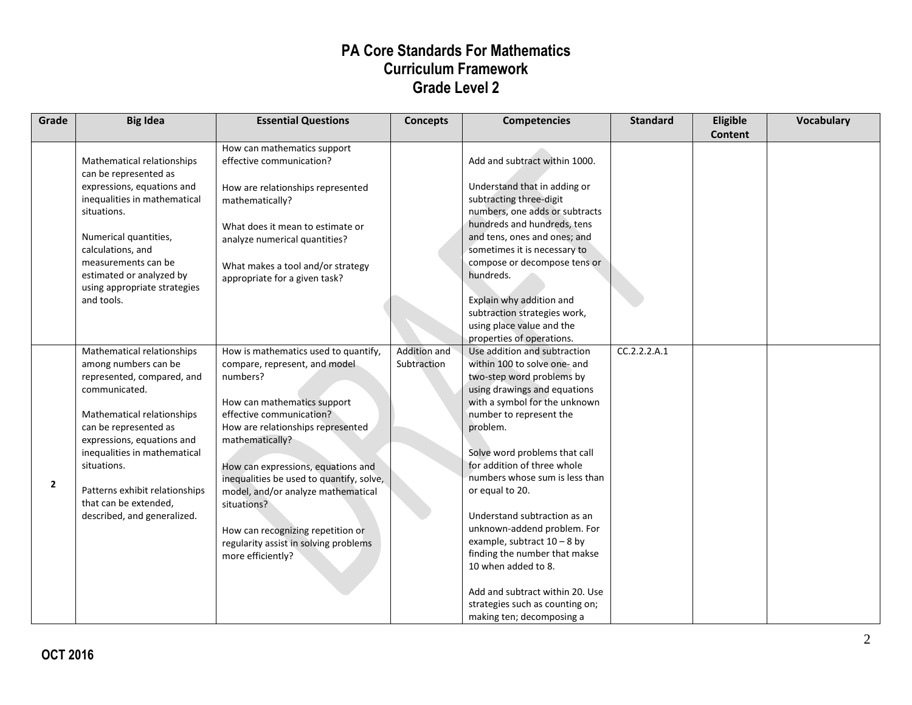# PA Core Standards For Mathematics
# Curriculum Framework
# Grade Level 2

| Grade | Big Idea | Essential Questions | Concepts | Competencies | Standard | Eligible Content | Vocabulary |
|---|---|---|---|---|---|---|---|
| | Mathematical relationships can be represented as expressions, equations and inequalities in mathematical situations.<br><br>Numerical quantities, calculations, and measurements can be estimated or analyzed by using appropriate strategies and tools. | How can mathematics support effective communication?<br><br>How are relationships represented mathematically?<br><br>What does it mean to estimate or analyze numerical quantities?<br><br>What makes a tool and/or strategy appropriate for a given task? | | Add and subtract within 1000.<br><br>Understand that in adding or subtracting three-digit numbers, one adds or subtracts hundreds and hundreds, tens and tens, ones and ones; and sometimes it is necessary to compose or decompose tens or hundreds.<br><br>Explain why addition and subtraction strategies work, using place value and the properties of operations. | | | |
| 2 | Mathematical relationships among numbers can be represented, compared, and communicated.<br><br>Mathematical relationships can be represented as expressions, equations and inequalities in mathematical situations.<br><br>Patterns exhibit relationships that can be extended, described, and generalized. | How is mathematics used to quantify, compare, represent, and model numbers?<br><br>How can mathematics support effective communication?<br>How are relationships represented mathematically?<br><br>How can expressions, equations and inequalities be used to quantify, solve, model, and/or analyze mathematical situations?<br><br>How can recognizing repetition or regularity assist in solving problems more efficiently? | Addition and Subtraction | Use addition and subtraction within 100 to solve one- and two-step word problems by using drawings and equations with a symbol for the unknown number to represent the problem.<br><br>Solve word problems that call for addition of three whole numbers whose sum is less than or equal to 20.<br><br>Understand subtraction as an unknown-addend problem. For example, subtract 10 – 8 by finding the number that makse 10 when added to 8.<br><br>Add and subtract within 20. Use strategies such as counting on; making ten; decomposing a | CC.2.2.2.A.1 | | |

OCT 2016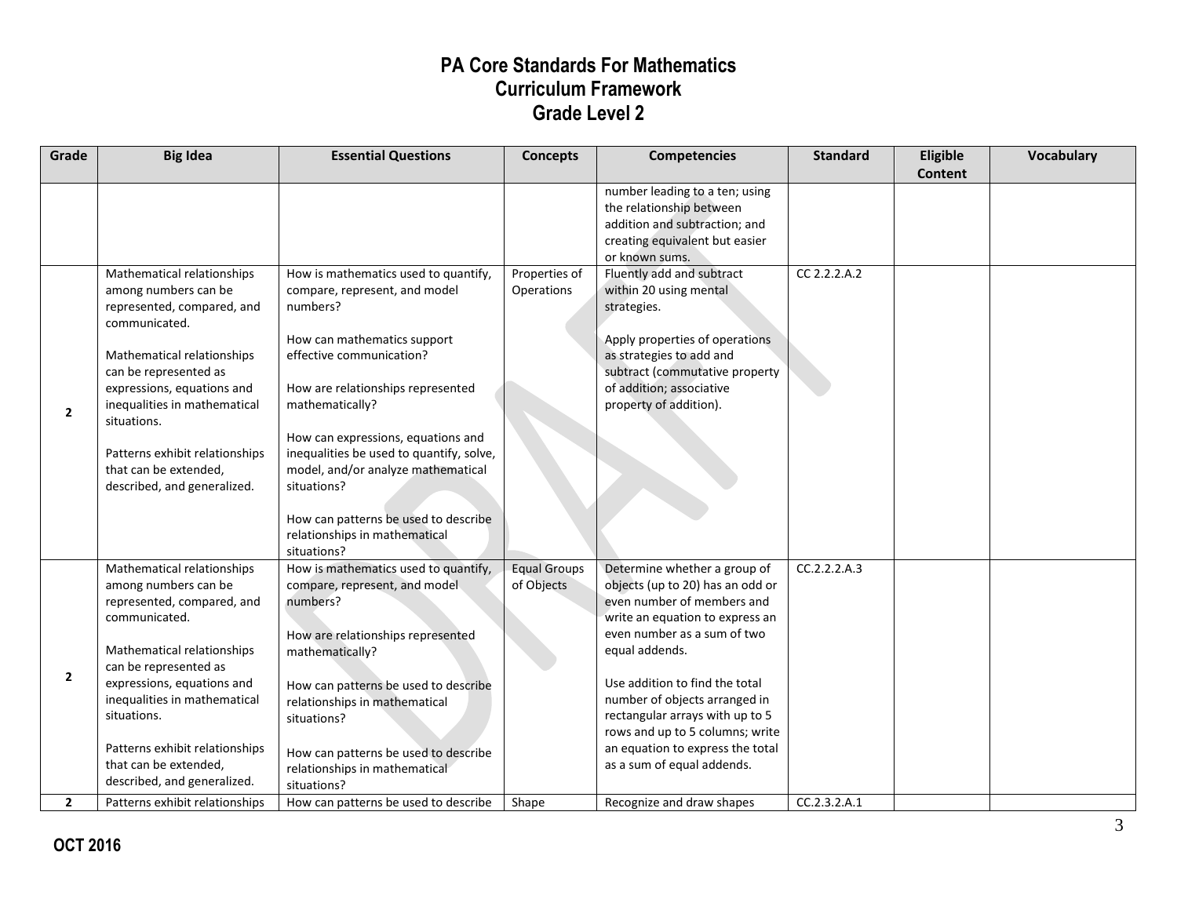# PA Core Standards For Mathematics
# Curriculum Framework
# Grade Level 2

| Grade | Big Idea | Essential Questions | Concepts | Competencies | Standard | Eligible Content | Vocabulary |
|---|---|---|---|---|---|---|---|
| | | | | number leading to a ten; using the relationship between addition and subtraction; and creating equivalent but easier or known sums. | | | |
| 2 | Mathematical relationships among numbers can be represented, compared, and communicated.<br><br>Mathematical relationships can be represented as expressions, equations and inequalities in mathematical situations.<br><br>Patterns exhibit relationships that can be extended, described, and generalized. | How is mathematics used to quantify, compare, represent, and model numbers?<br><br>How can mathematics support effective communication?<br><br>How are relationships represented mathematically?<br><br>How can expressions, equations and inequalities be used to quantify, solve, model, and/or analyze mathematical situations?<br><br>How can patterns be used to describe relationships in mathematical situations? | Properties of Operations | Fluently add and subtract within 20 using mental strategies.<br><br>Apply properties of operations as strategies to add and subtract (commutative property of addition; associative property of addition). | CC 2.2.2.A.2 | | |
| 2 | Mathematical relationships among numbers can be represented, compared, and communicated.<br><br>Mathematical relationships can be represented as expressions, equations and inequalities in mathematical situations.<br><br>Patterns exhibit relationships that can be extended, described, and generalized. | How is mathematics used to quantify, compare, represent, and model numbers?<br><br>How are relationships represented mathematically?<br><br>How can patterns be used to describe relationships in mathematical situations?<br><br>How can patterns be used to describe relationships in mathematical situations? | Equal Groups of Objects | Determine whether a group of objects (up to 20) has an odd or even number of members and write an equation to express an even number as a sum of two equal addends.<br><br>Use addition to find the total number of objects arranged in rectangular arrays with up to 5 rows and up to 5 columns; write an equation to express the total as a sum of equal addends. | CC.2.2.2.A.3 | | |
| 2 | Patterns exhibit relationships | How can patterns be used to describe | Shape | Recognize and draw shapes | CC.2.3.2.A.1 | | |

**OCT 2016**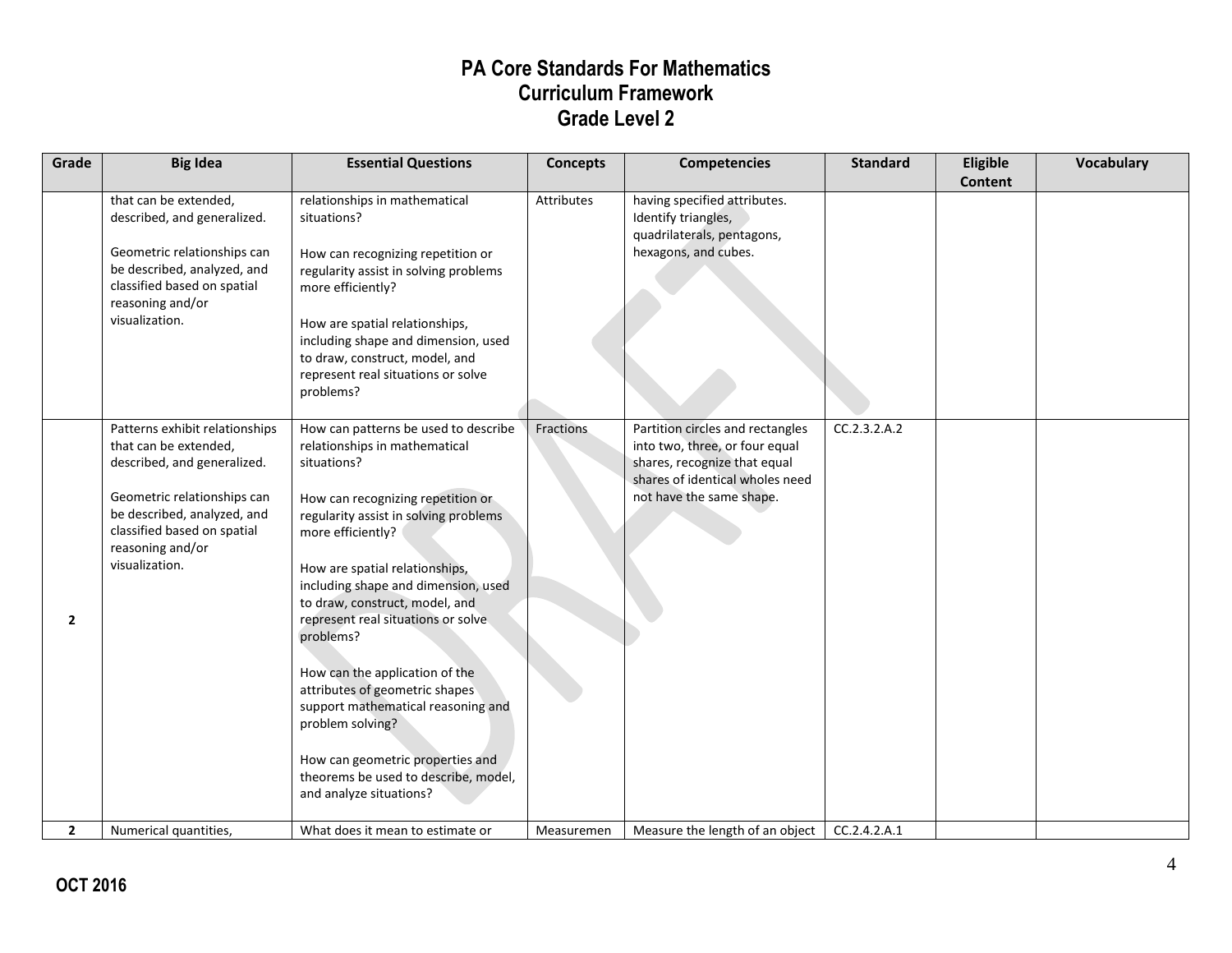# PA Core Standards For Mathematics
## Curriculum Framework
## Grade Level 2

| Grade | Big Idea | Essential Questions | Concepts | Competencies | Standard | Eligible Content | Vocabulary |
|---|---|---|---|---|---|---|---|
| | that can be extended, described, and generalized.<br><br>Geometric relationships can be described, analyzed, and classified based on spatial reasoning and/or visualization. | relationships in mathematical situations?<br><br>How can recognizing repetition or regularity assist in solving problems more efficiently?<br><br>How are spatial relationships, including shape and dimension, used to draw, construct, model, and represent real situations or solve problems? | Attributes | having specified attributes. Identify triangles, quadrilaterals, pentagons, hexagons, and cubes. | | | |
| 2 | Patterns exhibit relationships that can be extended, described, and generalized.<br><br>Geometric relationships can be described, analyzed, and classified based on spatial reasoning and/or visualization. | How can patterns be used to describe relationships in mathematical situations?<br><br>How can recognizing repetition or regularity assist in solving problems more efficiently?<br><br>How are spatial relationships, including shape and dimension, used to draw, construct, model, and represent real situations or solve problems?<br><br>How can the application of the attributes of geometric shapes support mathematical reasoning and problem solving?<br><br>How can geometric properties and theorems be used to describe, model, and analyze situations? | Fractions | Partition circles and rectangles into two, three, or four equal shares, recognize that equal shares of identical wholes need not have the same shape. | CC.2.3.2.A.2 | | |
| 2 | Numerical quantities, | What does it mean to estimate or | Measuremen | Measure the length of an object | CC.2.4.2.A.1 | | |

OCT 2016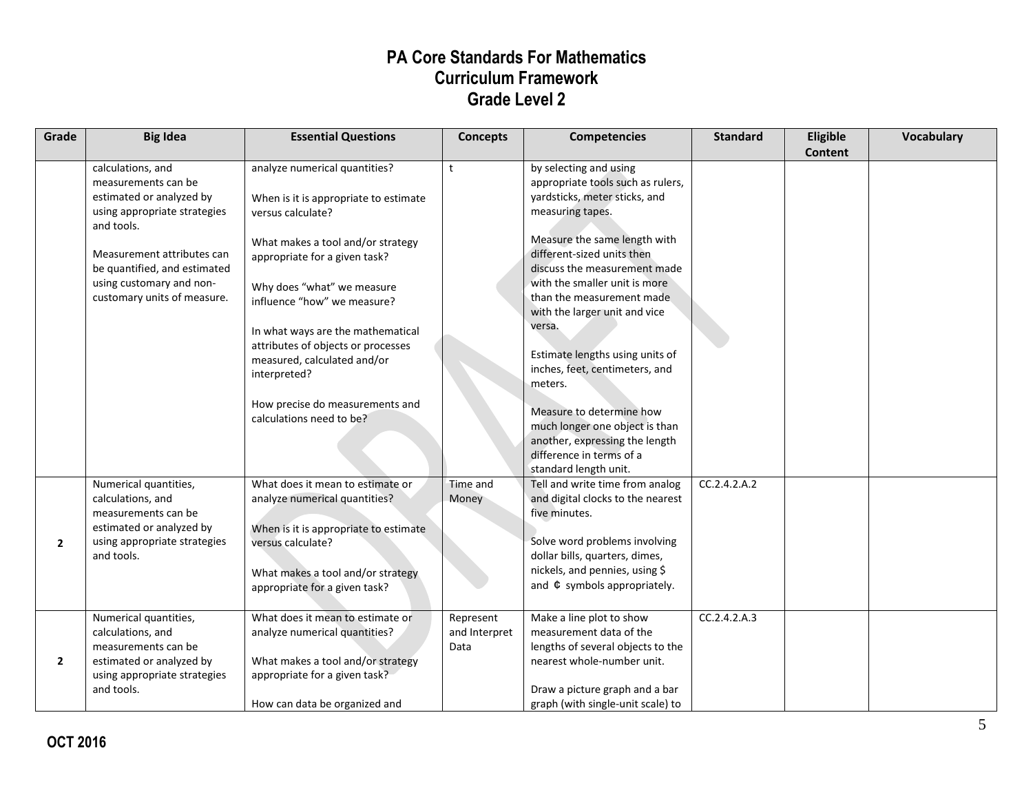# PA Core Standards For Mathematics
## Curriculum Framework
## Grade Level 2

| Grade | Big Idea | Essential Questions | Concepts | Competencies | Standard | Eligible Content | Vocabulary |
|---|---|---|---|---|---|---|---|
| | calculations, and measurements can be estimated or analyzed by using appropriate strategies and tools.<br><br>Measurement attributes can be quantified, and estimated using customary and non-customary units of measure. | analyze numerical quantities?<br><br>When is it is appropriate to estimate versus calculate?<br><br>What makes a tool and/or strategy appropriate for a given task?<br><br>Why does "what" we measure influence "how" we measure?<br><br>In what ways are the mathematical attributes of objects or processes measured, calculated and/or interpreted?<br><br>How precise do measurements and calculations need to be? | t | by selecting and using appropriate tools such as rulers, yardsticks, meter sticks, and measuring tapes.<br><br>Measure the same length with different-sized units then discuss the measurement made with the smaller unit is more than the measurement made with the larger unit and vice versa.<br><br>Estimate lengths using units of inches, feet, centimeters, and meters.<br><br>Measure to determine how much longer one object is than another, expressing the length difference in terms of a standard length unit. | | | |
| 2 | Numerical quantities, calculations, and measurements can be estimated or analyzed by using appropriate strategies and tools. | What does it mean to estimate or analyze numerical quantities?<br><br>When is it is appropriate to estimate versus calculate?<br><br>What makes a tool and/or strategy appropriate for a given task? | Time and Money | Tell and write time from analog and digital clocks to the nearest five minutes.<br><br>Solve word problems involving dollar bills, quarters, dimes, nickels, and pennies, using $ and ¢ symbols appropriately. | CC.2.4.2.A.2 | | |
| 2 | Numerical quantities, calculations, and measurements can be estimated or analyzed by using appropriate strategies and tools. | What does it mean to estimate or analyze numerical quantities?<br><br>What makes a tool and/or strategy appropriate for a given task?<br><br>How can data be organized and | Represent and Interpret Data | Make a line plot to show measurement data of the lengths of several objects to the nearest whole-number unit.<br><br>Draw a picture graph and a bar graph (with single-unit scale) to | CC.2.4.2.A.3 | | |

**OCT 2016**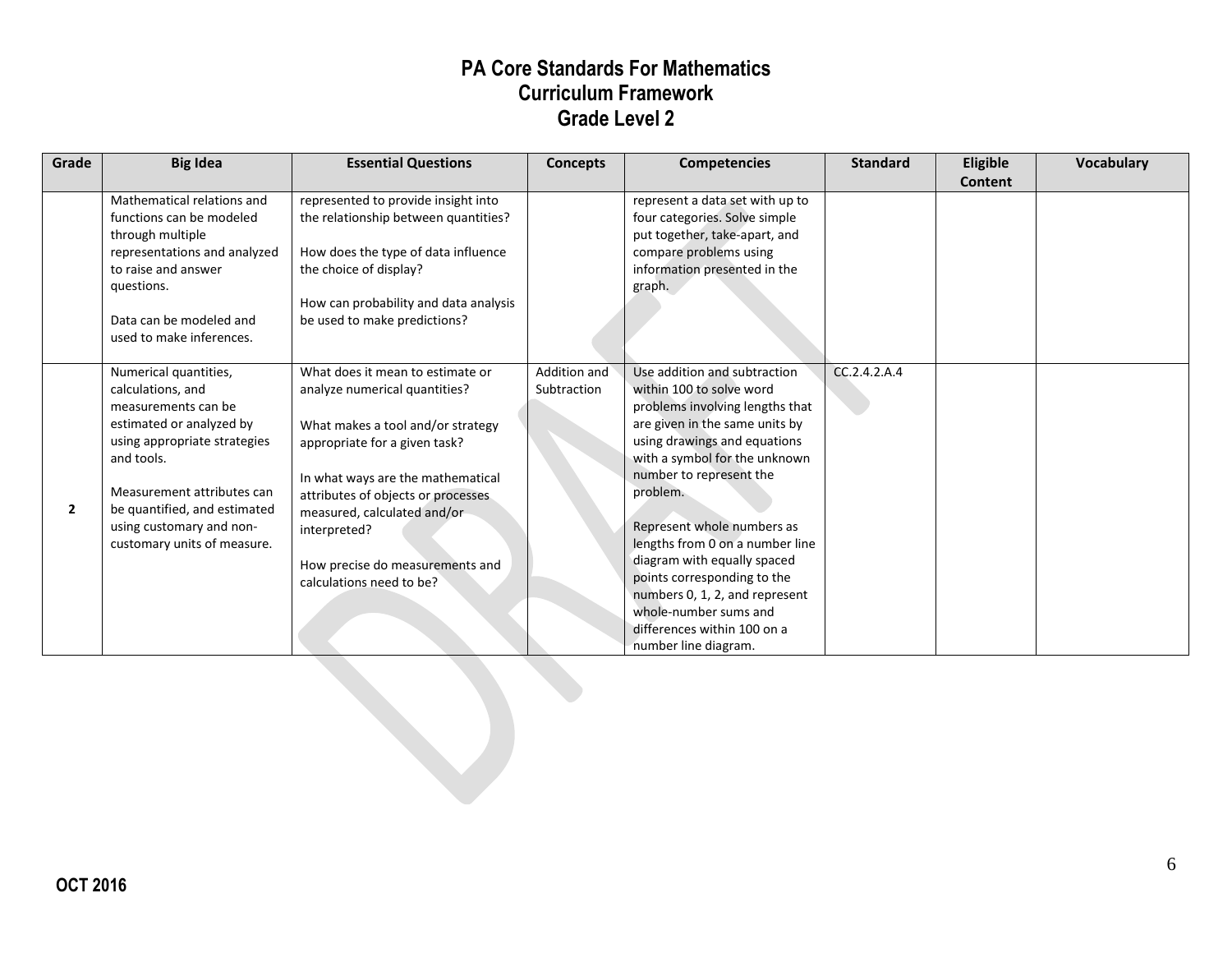# PA Core Standards For Mathematics
## Curriculum Framework
## Grade Level 2

| Grade | Big Idea | Essential Questions | Concepts | Competencies | Standard | Eligible Content | Vocabulary |
|---|---|---|---|---|---|---|---|
| | Mathematical relations and functions can be modeled through multiple representations and analyzed to raise and answer questions.<br><br>Data can be modeled and used to make inferences. | represented to provide insight into the relationship between quantities?<br><br>How does the type of data influence the choice of display?<br><br>How can probability and data analysis be used to make predictions? | | represent a data set with up to four categories. Solve simple put together, take-apart, and compare problems using information presented in the graph. | | | |
| 2 | Numerical quantities, calculations, and measurements can be estimated or analyzed by using appropriate strategies and tools.<br><br>Measurement attributes can be quantified, and estimated using customary and non-customary units of measure. | What does it mean to estimate or analyze numerical quantities?<br><br>What makes a tool and/or strategy appropriate for a given task?<br><br>In what ways are the mathematical attributes of objects or processes measured, calculated and/or interpreted?<br><br>How precise do measurements and calculations need to be? | Addition and Subtraction | Use addition and subtraction within 100 to solve word problems involving lengths that are given in the same units by using drawings and equations with a symbol for the unknown number to represent the problem.<br><br>Represent whole numbers as lengths from 0 on a number line diagram with equally spaced points corresponding to the numbers 0, 1, 2, and represent whole-number sums and differences within 100 on a number line diagram. | CC.2.4.2.A.4 | | |

**OCT 2016**